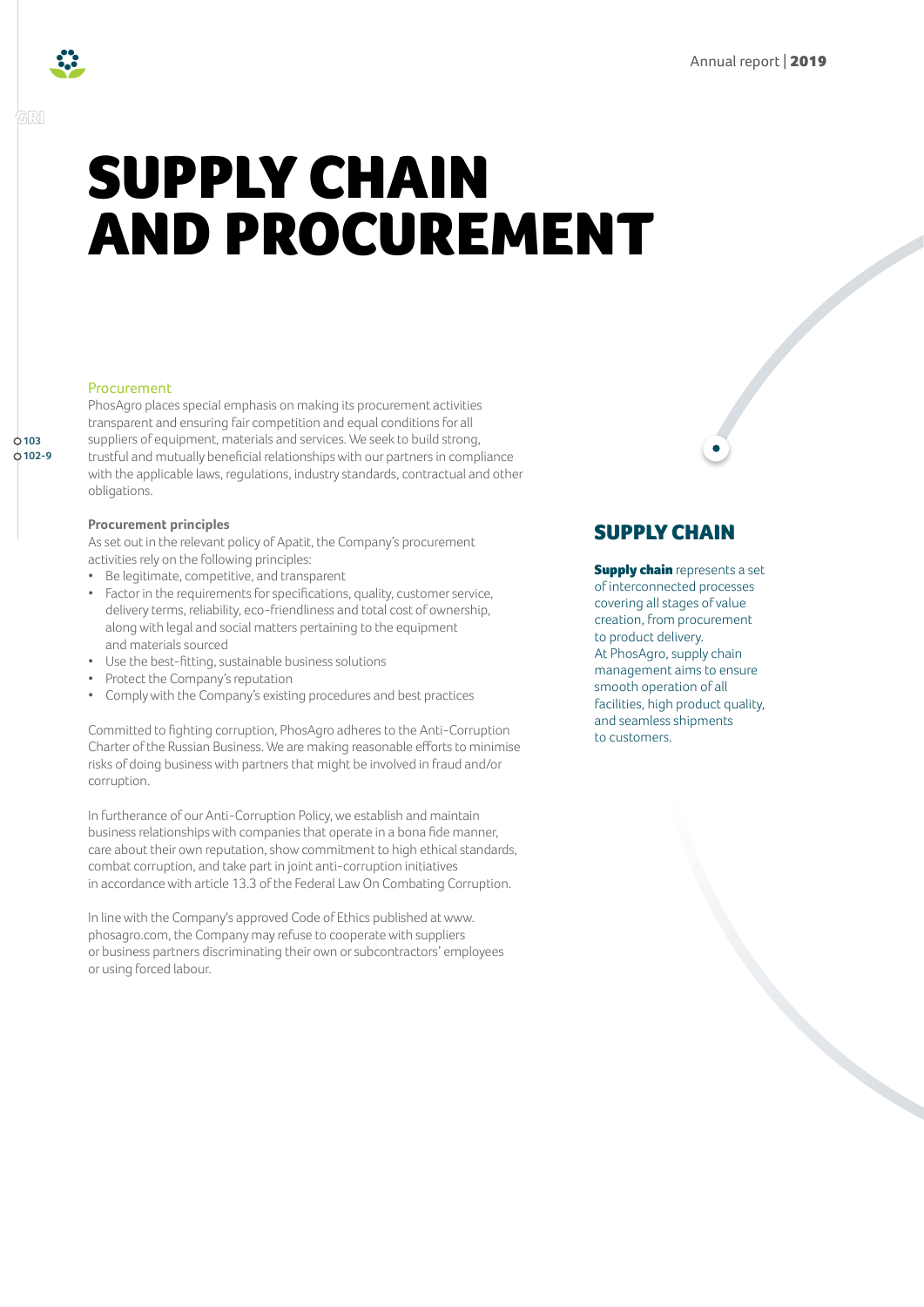# SUPPLY CHAIN AND PROCUREMENT

## Procurement

PhosAgro places special emphasis on making its procurement activities transparent and ensuring fair competition and equal conditions for all suppliers of equipment, materials and services. We seek to build strong, trustful and mutually beneficial relationships with our partners in compliance with the applicable laws, regulations, industry standards, contractual and other obligations.

### Procurement principles

As set out in the relevant policy of Apatit, the Company's procurement activities rely on the following principles:

- Be legitimate, competitive, and transparent
- Factor in the requirements for specifications, quality, customer service, delivery terms, reliability, eco-friendliness and total cost of ownership, along with legal and social matters pertaining to the equipment and materials sourced
- Use the best-fitting, sustainable business solutions
- Protect the Company's reputation
- Comply with the Company's existing procedures and best practices

Committed to fighting corruption, PhosAgro adheres to the Anti-Corruption Charter of the Russian Business. We are making reasonable efforts to minimise risks of doing business with partners that might be involved in fraud and/or corruption.

In furtherance of our Anti-Corruption Policy, we establish and maintain business relationships with companies that operate in a bona fide manner, care about their own reputation, show commitment to high ethical standards, combat corruption, and take part in joint anti-corruption initiatives in accordance with article 13.3 of the Federal Law On Combating Corruption.

In line with the Company's approved Code of Ethics published at www.phosagro.com, the Company may refuse to cooperate with suppliers or business partners discriminating their own or subcontractors' employees or using forced labour.

## SUPPLY CHAIN

**Supply chain** represents a set of interconnected processes covering all stages of value creation, from procurement to product delivery. At PhosAgro, supply chain management aims to ensure smooth operation of all facilities, high product quality, and seamless shipments to customers.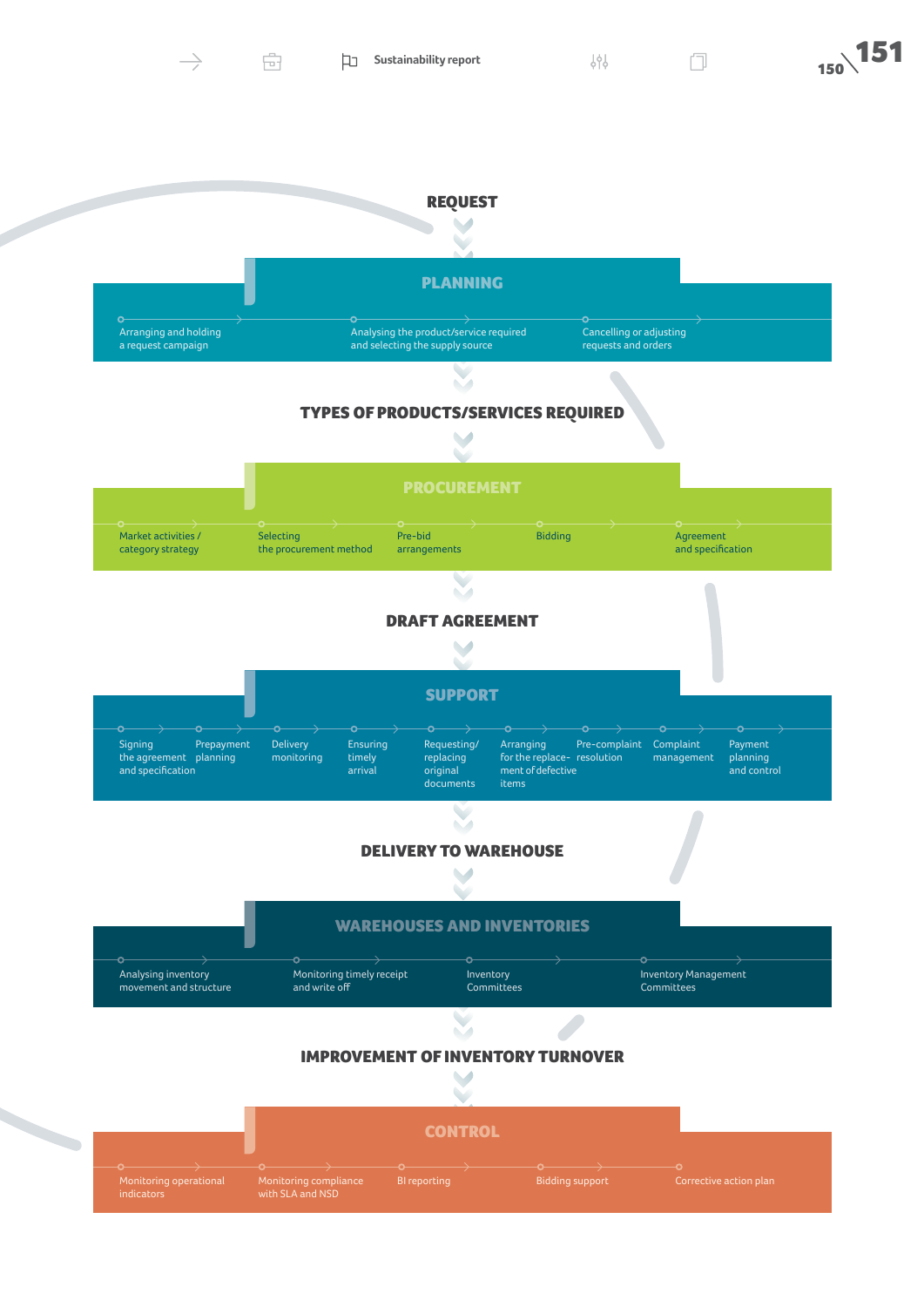**REQUEST**

## PLANNING

- Arranging and holding a request campaign
- Analysing the product/service required and selecting the supply source
- Cancelling or adjusting requests and orders

**TYPES OF PRODUCTS/SERVICES REQUIRED**

## PROCUREMENT

- Market activities / category strategy
- Selecting the procurement method
- Pre-bid arrangements
- Bidding
- Agreement and specification

**DRAFT AGREEMENT**

## SUPPORT

- Signing the agreement and specification
- Prepayment planning
- Delivery monitoring
- Ensuring timely arrival
- Requesting/replacing original documents
- Arranging for the replacement of defective items
- Pre-complaint resolution
- Complaint management
- Payment planning and control

**DELIVERY TO WAREHOUSE**

## WAREHOUSES AND INVENTORIES

- Analysing inventory movement and structure
- Monitoring timely receipt and write off
- Inventory Committees
- Inventory Management Committees

**IMPROVEMENT OF INVENTORY TURNOVER**

## CONTROL

- Monitoring operational indicators
- Monitoring compliance with SLA and NSD
- BI reporting
- Bidding support
- Corrective action plan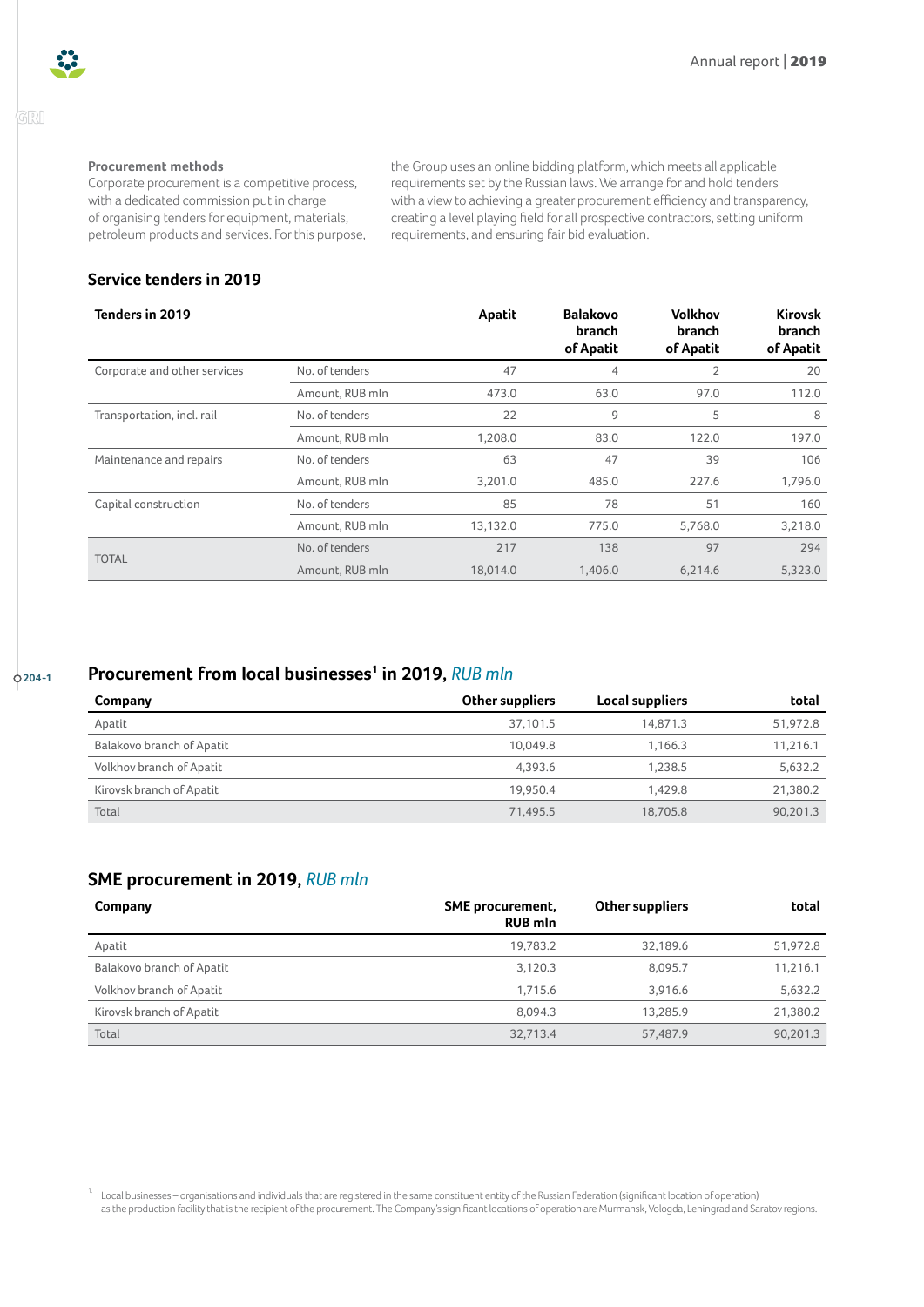### Procurement methods

Corporate procurement is a competitive process, with a dedicated commission put in charge of organising tenders for equipment, materials, petroleum products and services. For this purpose, the Group uses an online bidding platform, which meets all applicable requirements set by the Russian laws. We arrange for and hold tenders with a view to achieving a greater procurement efficiency and transparency, creating a level playing field for all prospective contractors, setting uniform requirements, and ensuring fair bid evaluation.

## Service tenders in 2019

| Tenders in 2019 | | Apatit | Balakovo branch of Apatit | Volkhov branch of Apatit | Kirovsk branch of Apatit |
|---|---|---|---|---|---|
| Corporate and other services | No. of tenders | 47 | 4 | 2 | 20 |
| | Amount, RUB mln | 473.0 | 63.0 | 97.0 | 112.0 |
| Transportation, incl. rail | No. of tenders | 22 | 9 | 5 | 8 |
| | Amount, RUB mln | 1,208.0 | 83.0 | 122.0 | 197.0 |
| Maintenance and repairs | No. of tenders | 63 | 47 | 39 | 106 |
| | Amount, RUB mln | 3,201.0 | 485.0 | 227.6 | 1,796.0 |
| Capital construction | No. of tenders | 85 | 78 | 51 | 160 |
| | Amount, RUB mln | 13,132.0 | 775.0 | 5,768.0 | 3,218.0 |
| TOTAL | No. of tenders | 217 | 138 | 97 | 294 |
| | Amount, RUB mln | 18,014.0 | 1,406.0 | 6,214.6 | 5,323.0 |

204-1

## Procurement from local businesses[1] in 2019, *RUB mln*

| Company | Other suppliers | Local suppliers | total |
|---|---|---|---|
| Apatit | 37,101.5 | 14,871.3 | 51,972.8 |
| Balakovo branch of Apatit | 10,049.8 | 1,166.3 | 11,216.1 |
| Volkhov branch of Apatit | 4,393.6 | 1,238.5 | 5,632.2 |
| Kirovsk branch of Apatit | 19,950.4 | 1,429.8 | 21,380.2 |
| Total | 71,495.5 | 18,705.8 | 90,201.3 |

## SME procurement in 2019, *RUB mln*

| Company | SME procurement, RUB mln | Other suppliers | total |
|---|---|---|---|
| Apatit | 19,783.2 | 32,189.6 | 51,972.8 |
| Balakovo branch of Apatit | 3,120.3 | 8,095.7 | 11,216.1 |
| Volkhov branch of Apatit | 1,715.6 | 3,916.6 | 5,632.2 |
| Kirovsk branch of Apatit | 8,094.3 | 13,285.9 | 21,380.2 |
| Total | 32,713.4 | 57,487.9 | 90,201.3 |

[1] Local businesses – organisations and individuals that are registered in the same constituent entity of the Russian Federation (significant location of operation) as the production facility that is the recipient of the procurement. The Company's significant locations of operation are Murmansk, Vologda, Leningrad and Saratov regions.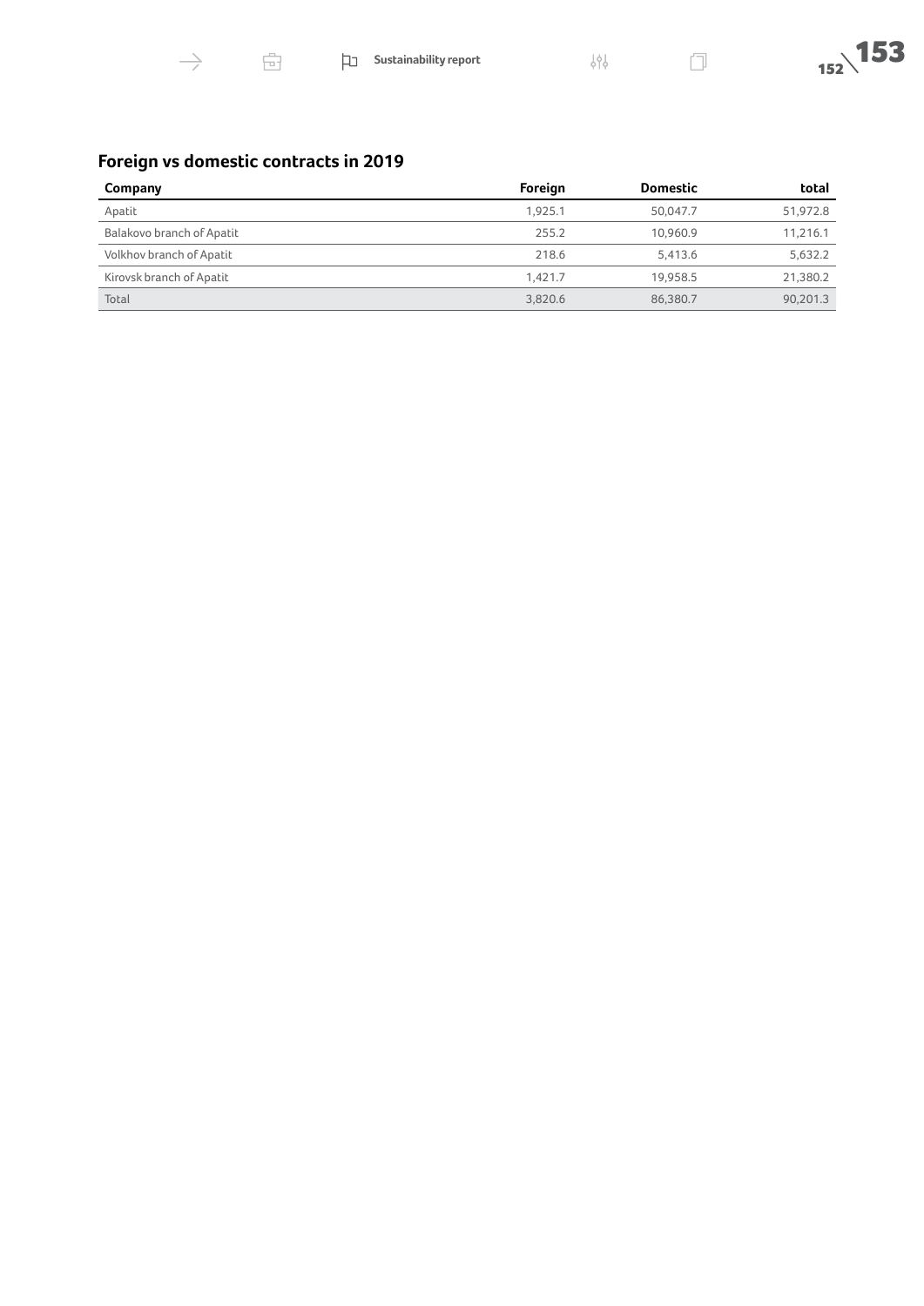## Foreign vs domestic contracts in 2019

| Company | Foreign | Domestic | total |
|---|---|---|---|
| Apatit | 1,925.1 | 50,047.7 | 51,972.8 |
| Balakovo branch of Apatit | 255.2 | 10,960.9 | 11,216.1 |
| Volkhov branch of Apatit | 218.6 | 5,413.6 | 5,632.2 |
| Kirovsk branch of Apatit | 1,421.7 | 19,958.5 | 21,380.2 |
| Total | 3,820.6 | 86,380.7 | 90,201.3 |